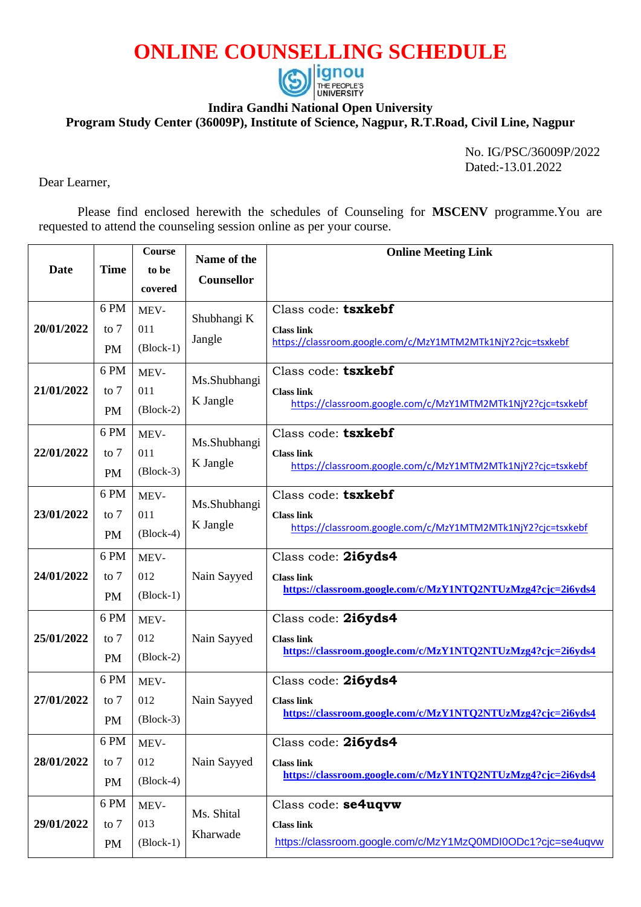# ONLINE COUNSELLING SCHEDULE

**Indira Gandhi National Open University**
**Program Study Center (36009P), Institute of Science, Nagpur, R.T.Road, Civil Line, Nagpur**

No. IG/PSC/36009P/2022
Dated:-13.01.2022

Dear Learner,

Please find enclosed herewith the schedules of Counseling for **MSCENV** programme.You are requested to attend the counseling session online as per your course.

| Date | Time | Course to be covered | Name of the Counsellor | Online Meeting Link |
|---|---|---|---|---|
| **20/01/2022** | 6 PM to 7 PM | MEV-011 (Block-1) | Shubhangi K Jangle | Class code: **tsxkebf** **Class link** https://classroom.google.com/c/MzY1MTM2MTk1NjY2?cjc=tsxkebf |
| **21/01/2022** | 6 PM to 7 PM | MEV-011 (Block-2) | Ms.Shubhangi K Jangle | Class code: **tsxkebf** **Class link** https://classroom.google.com/c/MzY1MTM2MTk1NjY2?cjc=tsxkebf |
| **22/01/2022** | 6 PM to 7 PM | MEV-011 (Block-3) | Ms.Shubhangi K Jangle | Class code: **tsxkebf** **Class link** https://classroom.google.com/c/MzY1MTM2MTk1NjY2?cjc=tsxkebf |
| **23/01/2022** | 6 PM to 7 PM | MEV-011 (Block-4) | Ms.Shubhangi K Jangle | Class code: **tsxkebf** **Class link** https://classroom.google.com/c/MzY1MTM2MTk1NjY2?cjc=tsxkebf |
| **24/01/2022** | 6 PM to 7 PM | MEV-012 (Block-1) | Nain Sayyed | Class code: **2i6yds4** **Class link** **https://classroom.google.com/c/MzY1NTQ2NTUzMzg4?cjc=2i6yds4** |
| **25/01/2022** | 6 PM to 7 PM | MEV-012 (Block-2) | Nain Sayyed | Class code: **2i6yds4** **Class link** **https://classroom.google.com/c/MzY1NTQ2NTUzMzg4?cjc=2i6yds4** |
| **27/01/2022** | 6 PM to 7 PM | MEV-012 (Block-3) | Nain Sayyed | Class code: **2i6yds4** **Class link** **https://classroom.google.com/c/MzY1NTQ2NTUzMzg4?cjc=2i6yds4** |
| **28/01/2022** | 6 PM to 7 PM | MEV-012 (Block-4) | Nain Sayyed | Class code: **2i6yds4** **Class link** **https://classroom.google.com/c/MzY1NTQ2NTUzMzg4?cjc=2i6yds4** |
| **29/01/2022** | 6 PM to 7 PM | MEV-013 (Block-1) | Ms. Shital Kharwade | Class code: **se4uqvw** **Class link** https://classroom.google.com/c/MzY1MzQ0MDI0ODc1?cjc=se4uqvw |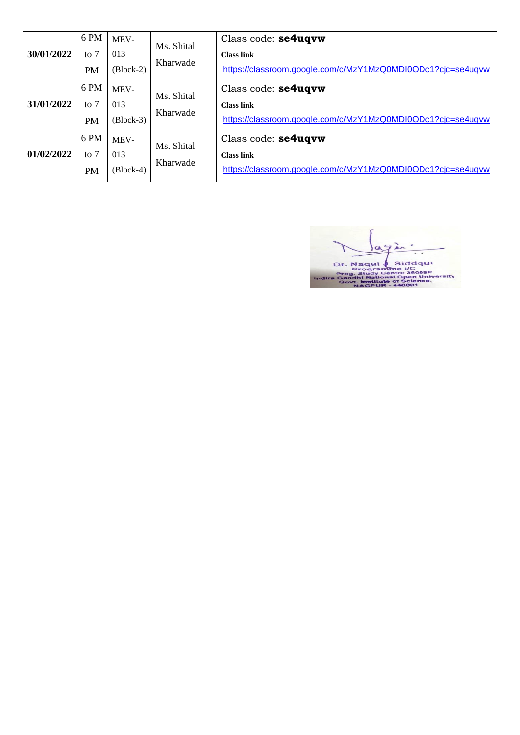| | | | | |
|---|---|---|---|---|
| **30/01/2022** | 6 PM to 7 PM | MEV-013 (Block-2) | Ms. Shital Kharwade | Class code: **se4uqvw** <br> **Class link** <br> https://classroom.google.com/c/MzY1MzQ0MDI0ODc1?cjc=se4uqvw |
| **31/01/2022** | 6 PM to 7 PM | MEV-013 (Block-3) | Ms. Shital Kharwade | Class code: **se4uqvw** <br> **Class link** <br> https://classroom.google.com/c/MzY1MzQ0MDI0ODc1?cjc=se4uqvw |
| **01/02/2022** | 6 PM to 7 PM | MEV-013 (Block-4) | Ms. Shital Kharwade | Class code: **se4uqvw** <br> **Class link** <br> https://classroom.google.com/c/MzY1MzQ0MDI0ODc1?cjc=se4uqvw |

Dr. Naqui J. Siddqui
Programme I/C
Prog. Study Centre 36009P
Indira Gandhi National Open University
Govt. Institute of Science,
NAGPUR - 440001